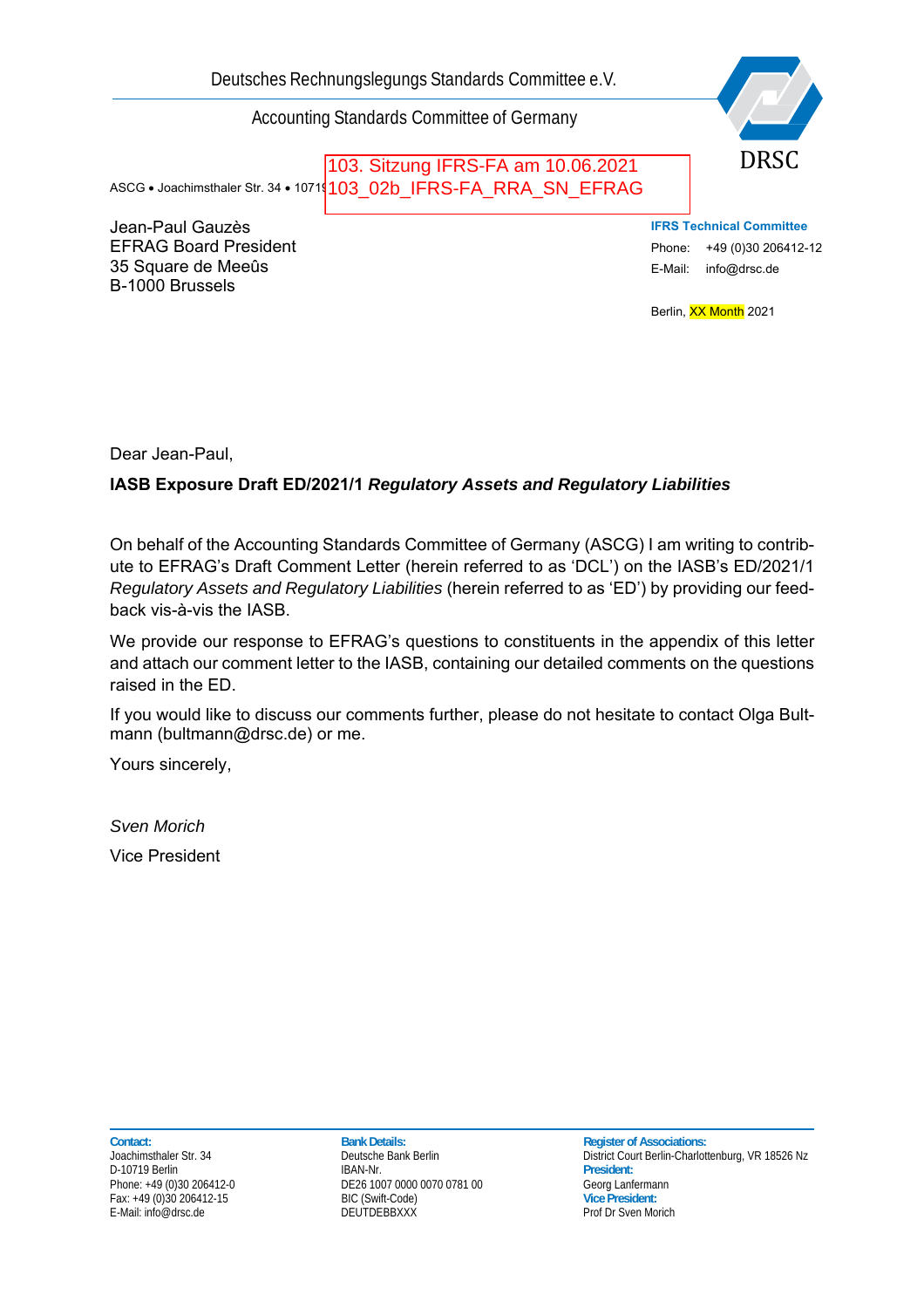Deutsches Rechnungslegungs Standards Committee e.V.

Accounting Standards Committee of Germany

DRSC

103. Sitzung IFRS-FA am 10.06.2021
103_02b_IFRS-FA_RRA_SN_EFRAG

ASCG • Joachimsthaler Str. 34 • 10719

Jean-Paul Gauzès
EFRAG Board President
35 Square de Meeûs
B-1000 Brussels

**IFRS Technical Committee**

Phone: +49 (0)30 206412-12
E-Mail: info@drsc.de

Berlin, XX Month 2021

Dear Jean-Paul,

**IASB Exposure Draft ED/2021/1 *Regulatory Assets and Regulatory Liabilities***

On behalf of the Accounting Standards Committee of Germany (ASCG) I am writing to contribute to EFRAG's Draft Comment Letter (herein referred to as 'DCL') on the IASB's ED/2021/1 *Regulatory Assets and Regulatory Liabilities* (herein referred to as 'ED') by providing our feedback vis-à-vis the IASB.

We provide our response to EFRAG's questions to constituents in the appendix of this letter and attach our comment letter to the IASB, containing our detailed comments on the questions raised in the ED.

If you would like to discuss our comments further, please do not hesitate to contact Olga Bultmann (bultmann@drsc.de) or me.

Yours sincerely,

*Sven Morich*

Vice President

**Contact:**
Joachimsthaler Str. 34
D-10719 Berlin
Phone: +49 (0)30 206412-0
Fax: +49 (0)30 206412-15
E-Mail: info@drsc.de

**Bank Details:**
Deutsche Bank Berlin
IBAN-Nr.
DE26 1007 0000 0070 0781 00
BIC (Swift-Code)
DEUTDEBBXXX

**Register of Associations:**
District Court Berlin-Charlottenburg, VR 18526 Nz
**President:**
Georg Lanfermann
**Vice President:**
Prof Dr Sven Morich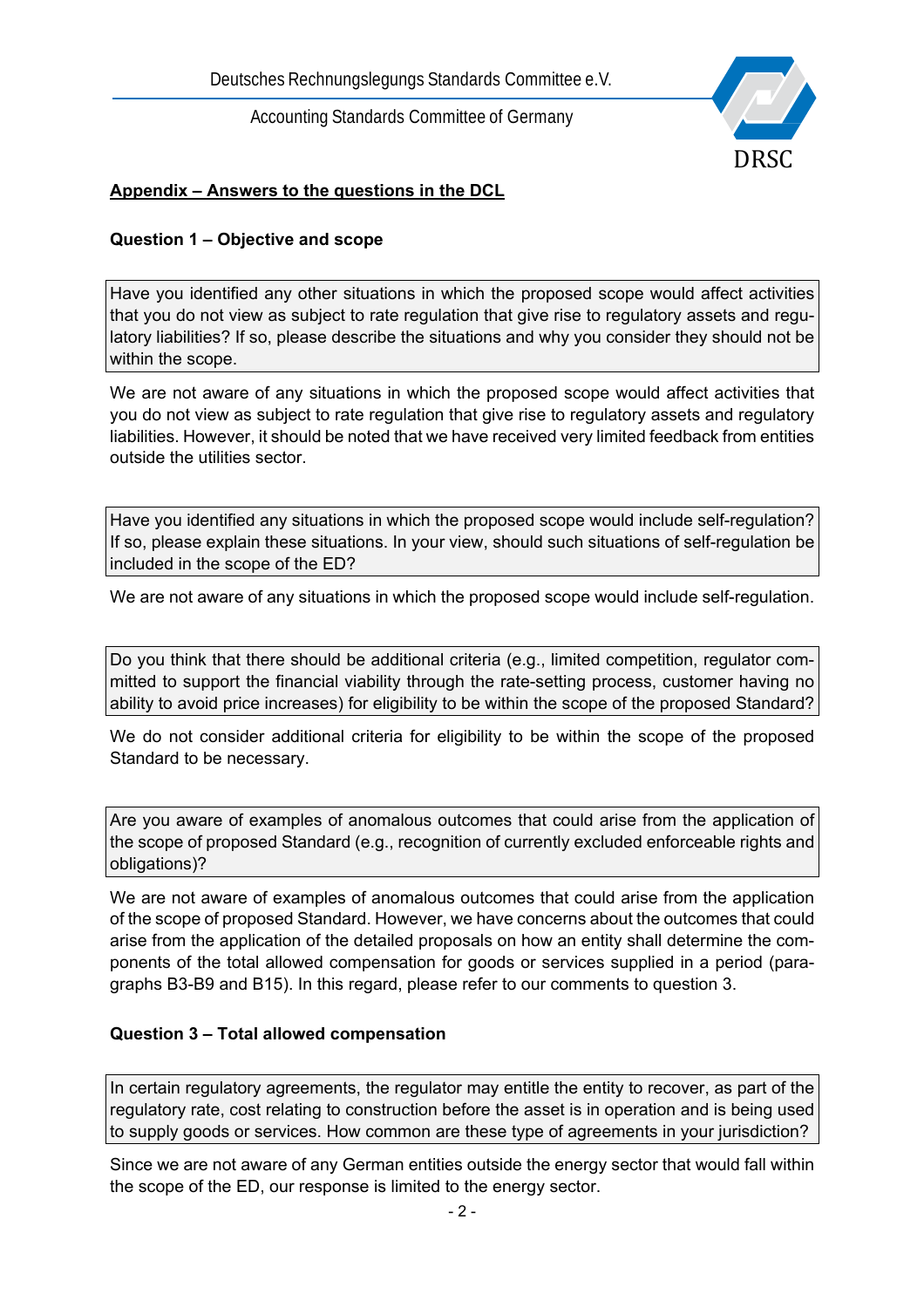## Appendix – Answers to the questions in the DCL

### Question 1 – Objective and scope

> Have you identified any other situations in which the proposed scope would affect activities that you do not view as subject to rate regulation that give rise to regulatory assets and regulatory liabilities? If so, please describe the situations and why you consider they should not be within the scope.

We are not aware of any situations in which the proposed scope would affect activities that you do not view as subject to rate regulation that give rise to regulatory assets and regulatory liabilities. However, it should be noted that we have received very limited feedback from entities outside the utilities sector.

> Have you identified any situations in which the proposed scope would include self-regulation? If so, please explain these situations. In your view, should such situations of self-regulation be included in the scope of the ED?

We are not aware of any situations in which the proposed scope would include self-regulation.

> Do you think that there should be additional criteria (e.g., limited competition, regulator committed to support the financial viability through the rate-setting process, customer having no ability to avoid price increases) for eligibility to be within the scope of the proposed Standard?

We do not consider additional criteria for eligibility to be within the scope of the proposed Standard to be necessary.

> Are you aware of examples of anomalous outcomes that could arise from the application of the scope of proposed Standard (e.g., recognition of currently excluded enforceable rights and obligations)?

We are not aware of examples of anomalous outcomes that could arise from the application of the scope of proposed Standard. However, we have concerns about the outcomes that could arise from the application of the detailed proposals on how an entity shall determine the components of the total allowed compensation for goods or services supplied in a period (paragraphs B3-B9 and B15). In this regard, please refer to our comments to question 3.

### Question 3 – Total allowed compensation

> In certain regulatory agreements, the regulator may entitle the entity to recover, as part of the regulatory rate, cost relating to construction before the asset is in operation and is being used to supply goods or services. How common are these type of agreements in your jurisdiction?

Since we are not aware of any German entities outside the energy sector that would fall within the scope of the ED, our response is limited to the energy sector.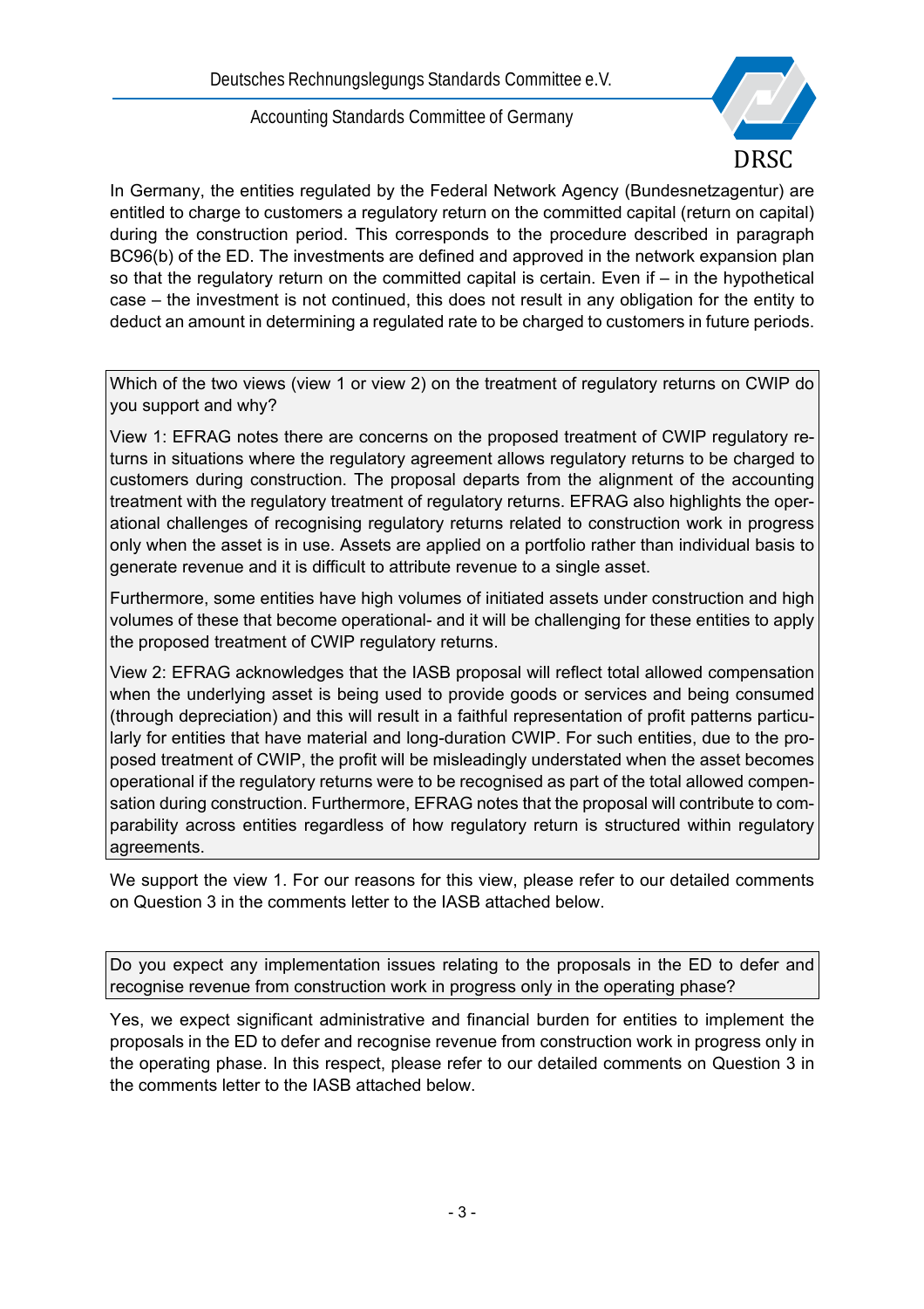In Germany, the entities regulated by the Federal Network Agency (Bundesnetzagentur) are entitled to charge to customers a regulatory return on the committed capital (return on capital) during the construction period. This corresponds to the procedure described in paragraph BC96(b) of the ED. The investments are defined and approved in the network expansion plan so that the regulatory return on the committed capital is certain. Even if – in the hypothetical case – the investment is not continued, this does not result in any obligation for the entity to deduct an amount in determining a regulated rate to be charged to customers in future periods.

> Which of the two views (view 1 or view 2) on the treatment of regulatory returns on CWIP do you support and why?
>
> View 1: EFRAG notes there are concerns on the proposed treatment of CWIP regulatory returns in situations where the regulatory agreement allows regulatory returns to be charged to customers during construction. The proposal departs from the alignment of the accounting treatment with the regulatory treatment of regulatory returns. EFRAG also highlights the operational challenges of recognising regulatory returns related to construction work in progress only when the asset is in use. Assets are applied on a portfolio rather than individual basis to generate revenue and it is difficult to attribute revenue to a single asset.
>
> Furthermore, some entities have high volumes of initiated assets under construction and high volumes of these that become operational- and it will be challenging for these entities to apply the proposed treatment of CWIP regulatory returns.
>
> View 2: EFRAG acknowledges that the IASB proposal will reflect total allowed compensation when the underlying asset is being used to provide goods or services and being consumed (through depreciation) and this will result in a faithful representation of profit patterns particularly for entities that have material and long-duration CWIP. For such entities, due to the proposed treatment of CWIP, the profit will be misleadingly understated when the asset becomes operational if the regulatory returns were to be recognised as part of the total allowed compensation during construction. Furthermore, EFRAG notes that the proposal will contribute to comparability across entities regardless of how regulatory return is structured within regulatory agreements.

We support the view 1. For our reasons for this view, please refer to our detailed comments on Question 3 in the comments letter to the IASB attached below.

> Do you expect any implementation issues relating to the proposals in the ED to defer and recognise revenue from construction work in progress only in the operating phase?

Yes, we expect significant administrative and financial burden for entities to implement the proposals in the ED to defer and recognise revenue from construction work in progress only in the operating phase. In this respect, please refer to our detailed comments on Question 3 in the comments letter to the IASB attached below.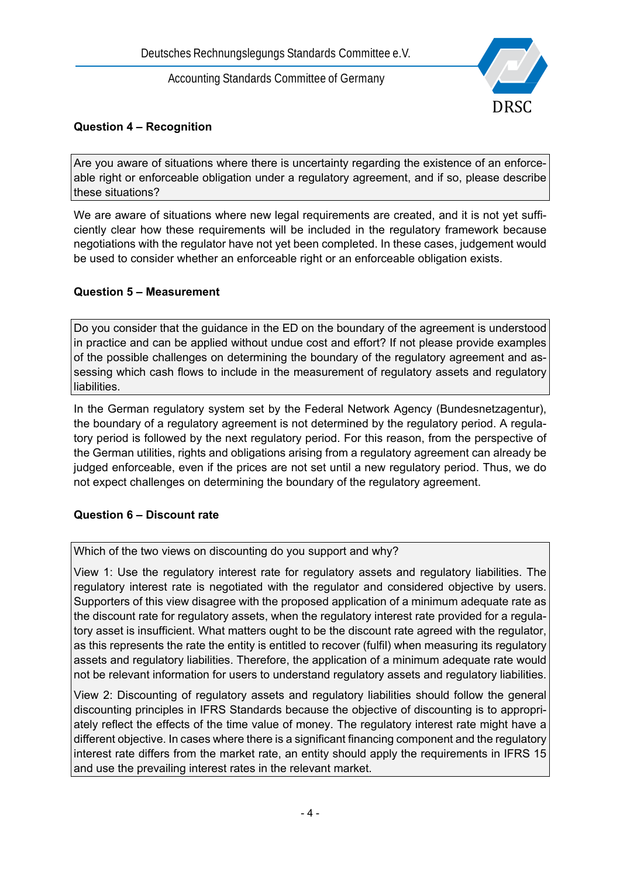### Question 4 – Recognition

> Are you aware of situations where there is uncertainty regarding the existence of an enforceable right or enforceable obligation under a regulatory agreement, and if so, please describe these situations?

We are aware of situations where new legal requirements are created, and it is not yet sufficiently clear how these requirements will be included in the regulatory framework because negotiations with the regulator have not yet been completed. In these cases, judgement would be used to consider whether an enforceable right or an enforceable obligation exists.

### Question 5 – Measurement

> Do you consider that the guidance in the ED on the boundary of the agreement is understood in practice and can be applied without undue cost and effort? If not please provide examples of the possible challenges on determining the boundary of the regulatory agreement and assessing which cash flows to include in the measurement of regulatory assets and regulatory liabilities.

In the German regulatory system set by the Federal Network Agency (Bundesnetzagentur), the boundary of a regulatory agreement is not determined by the regulatory period. A regulatory period is followed by the next regulatory period. For this reason, from the perspective of the German utilities, rights and obligations arising from a regulatory agreement can already be judged enforceable, even if the prices are not set until a new regulatory period. Thus, we do not expect challenges on determining the boundary of the regulatory agreement.

### Question 6 – Discount rate

> Which of the two views on discounting do you support and why?
>
> View 1: Use the regulatory interest rate for regulatory assets and regulatory liabilities. The regulatory interest rate is negotiated with the regulator and considered objective by users. Supporters of this view disagree with the proposed application of a minimum adequate rate as the discount rate for regulatory assets, when the regulatory interest rate provided for a regulatory asset is insufficient. What matters ought to be the discount rate agreed with the regulator, as this represents the rate the entity is entitled to recover (fulfil) when measuring its regulatory assets and regulatory liabilities. Therefore, the application of a minimum adequate rate would not be relevant information for users to understand regulatory assets and regulatory liabilities.
>
> View 2: Discounting of regulatory assets and regulatory liabilities should follow the general discounting principles in IFRS Standards because the objective of discounting is to appropriately reflect the effects of the time value of money. The regulatory interest rate might have a different objective. In cases where there is a significant financing component and the regulatory interest rate differs from the market rate, an entity should apply the requirements in IFRS 15 and use the prevailing interest rates in the relevant market.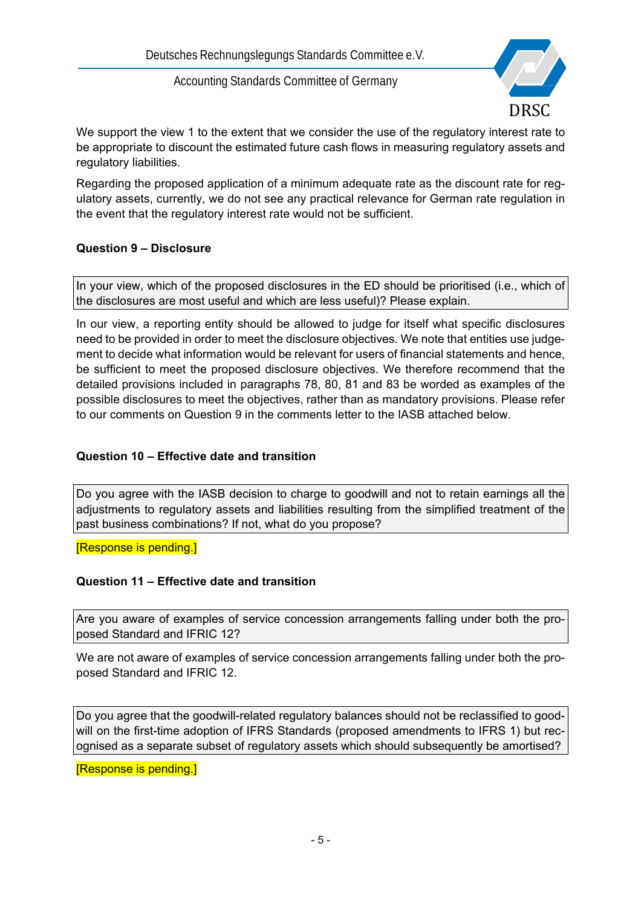We support the view 1 to the extent that we consider the use of the regulatory interest rate to be appropriate to discount the estimated future cash flows in measuring regulatory assets and regulatory liabilities.

Regarding the proposed application of a minimum adequate rate as the discount rate for regulatory assets, currently, we do not see any practical relevance for German rate regulation in the event that the regulatory interest rate would not be sufficient.

**Question 9 – Disclosure**

| In your view, which of the proposed disclosures in the ED should be prioritised (i.e., which of the disclosures are most useful and which are less useful)? Please explain. |
|---|

In our view, a reporting entity should be allowed to judge for itself what specific disclosures need to be provided in order to meet the disclosure objectives. We note that entities use judgement to decide what information would be relevant for users of financial statements and hence, be sufficient to meet the proposed disclosure objectives. We therefore recommend that the detailed provisions included in paragraphs 78, 80, 81 and 83 be worded as examples of the possible disclosures to meet the objectives, rather than as mandatory provisions. Please refer to our comments on Question 9 in the comments letter to the IASB attached below.

**Question 10 – Effective date and transition**

| Do you agree with the IASB decision to charge to goodwill and not to retain earnings all the adjustments to regulatory assets and liabilities resulting from the simplified treatment of the past business combinations? If not, what do you propose? |
|---|

[Response is pending.]

**Question 11 – Effective date and transition**

| Are you aware of examples of service concession arrangements falling under both the proposed Standard and IFRIC 12? |
|---|

We are not aware of examples of service concession arrangements falling under both the proposed Standard and IFRIC 12.

| Do you agree that the goodwill-related regulatory balances should not be reclassified to goodwill on the first-time adoption of IFRS Standards (proposed amendments to IFRS 1) but recognised as a separate subset of regulatory assets which should subsequently be amortised? |
|---|

[Response is pending.]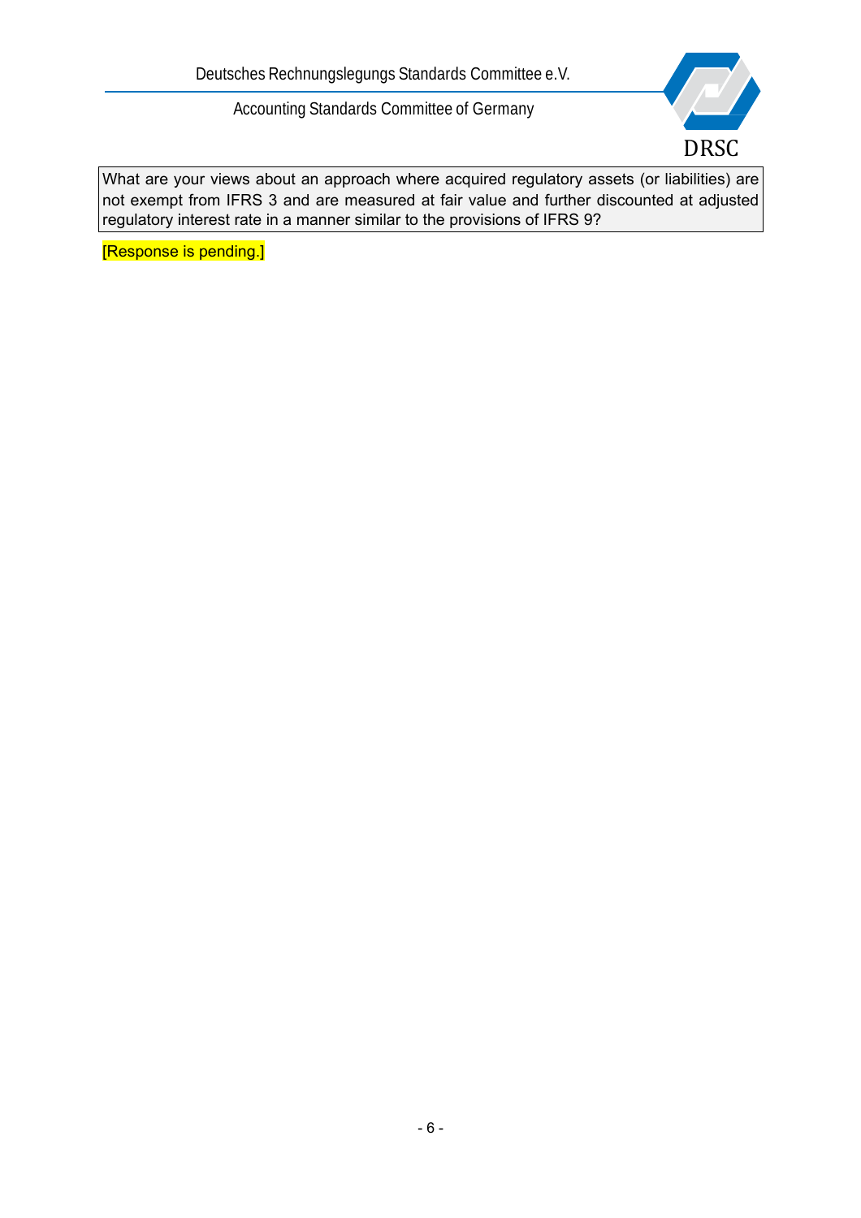What are your views about an approach where acquired regulatory assets (or liabilities) are not exempt from IFRS 3 and are measured at fair value and further discounted at adjusted regulatory interest rate in a manner similar to the provisions of IFRS 9?

[Response is pending.]